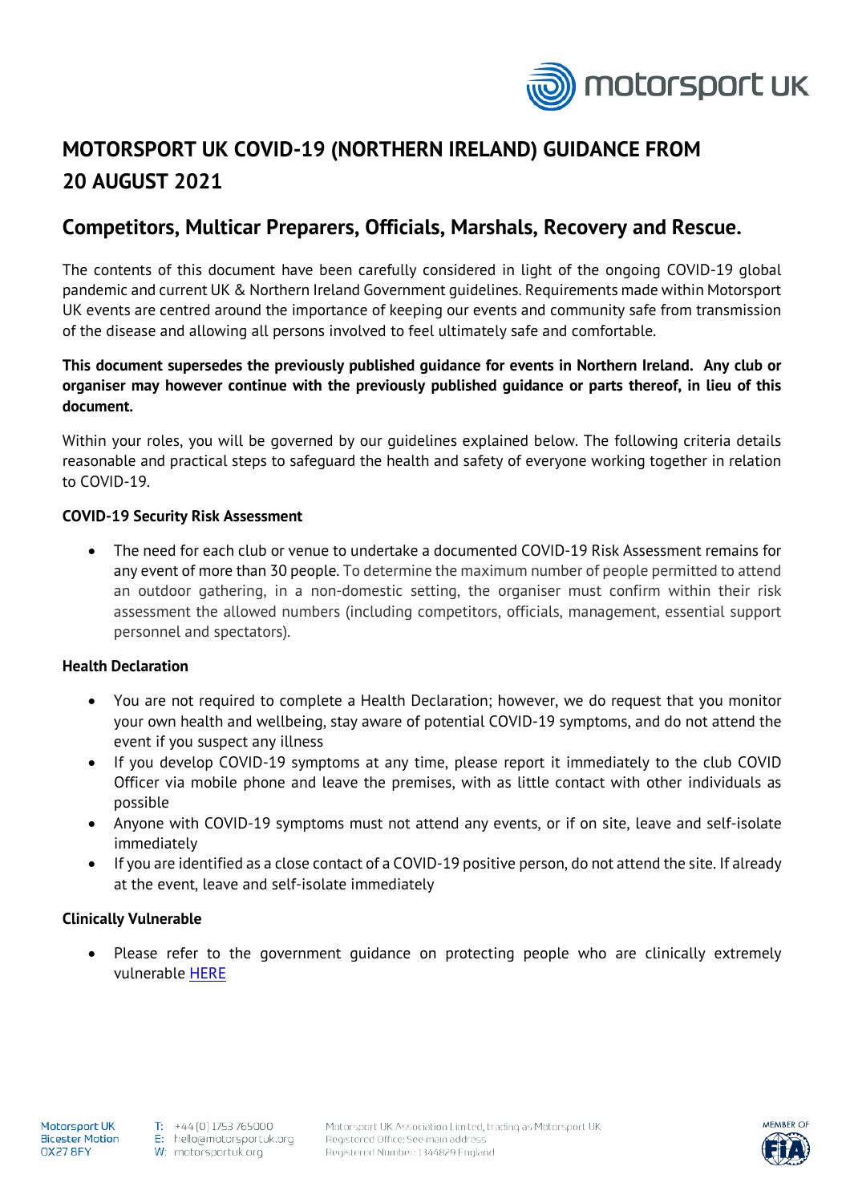# MOTORSPORT UK COVID-19 (NORTHERN IRELAND) GUIDANCE FROM 20 AUGUST 2021

## Competitors, Multicar Preparers, Officials, Marshals, Recovery and Rescue.

The contents of this document have been carefully considered in light of the ongoing COVID-19 global pandemic and current UK & Northern Ireland Government guidelines. Requirements made within Motorsport UK events are centred around the importance of keeping our events and community safe from transmission of the disease and allowing all persons involved to feel ultimately safe and comfortable.

**This document supersedes the previously published guidance for events in Northern Ireland. Any club or organiser may however continue with the previously published guidance or parts thereof, in lieu of this document.**

Within your roles, you will be governed by our guidelines explained below. The following criteria details reasonable and practical steps to safeguard the health and safety of everyone working together in relation to COVID-19.

**COVID-19 Security Risk Assessment**

- The need for each club or venue to undertake a documented COVID-19 Risk Assessment remains for any event of more than 30 people. To determine the maximum number of people permitted to attend an outdoor gathering, in a non-domestic setting, the organiser must confirm within their risk assessment the allowed numbers (including competitors, officials, management, essential support personnel and spectators).

**Health Declaration**

- You are not required to complete a Health Declaration; however, we do request that you monitor your own health and wellbeing, stay aware of potential COVID-19 symptoms, and do not attend the event if you suspect any illness
- If you develop COVID-19 symptoms at any time, please report it immediately to the club COVID Officer via mobile phone and leave the premises, with as little contact with other individuals as possible
- Anyone with COVID-19 symptoms must not attend any events, or if on site, leave and self-isolate immediately
- If you are identified as a close contact of a COVID-19 positive person, do not attend the site. If already at the event, leave and self-isolate immediately

**Clinically Vulnerable**

- Please refer to the government guidance on protecting people who are clinically extremely vulnerable HERE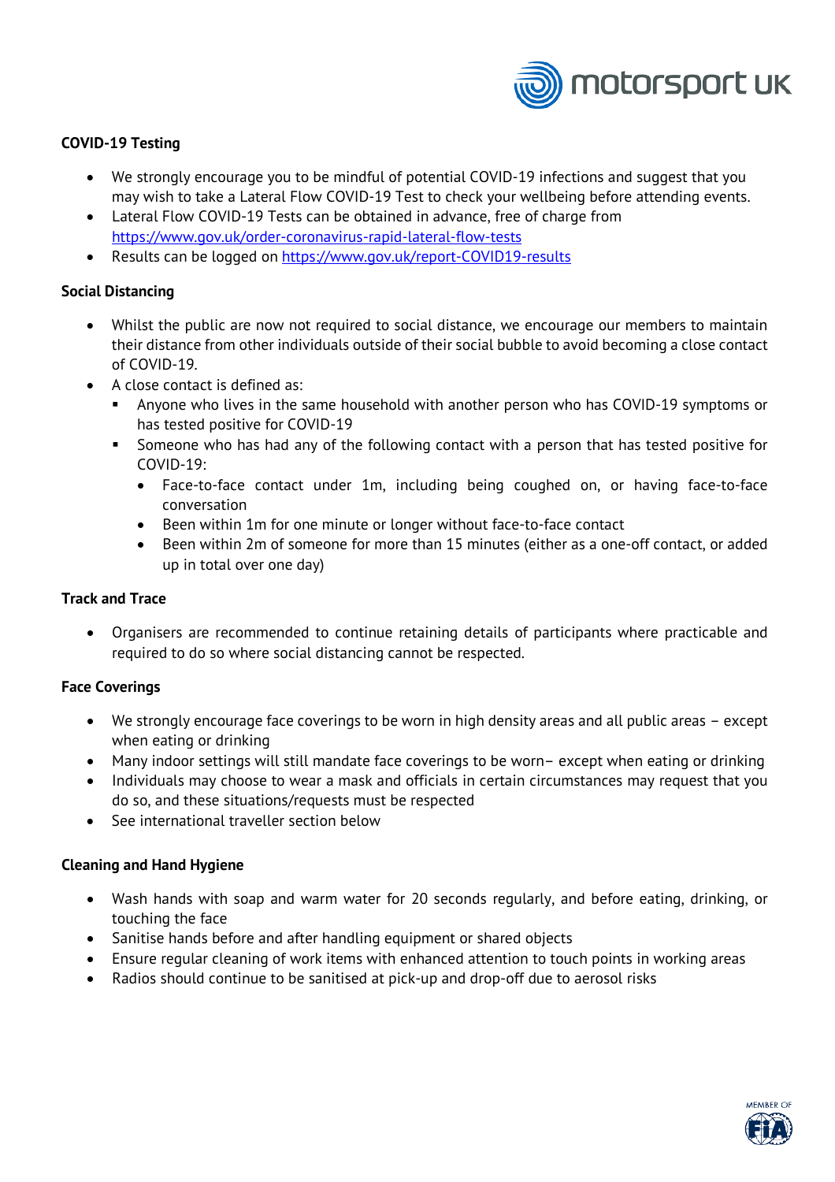**COVID-19 Testing**

- We strongly encourage you to be mindful of potential COVID-19 infections and suggest that you may wish to take a Lateral Flow COVID-19 Test to check your wellbeing before attending events.
- Lateral Flow COVID-19 Tests can be obtained in advance, free of charge from https://www.gov.uk/order-coronavirus-rapid-lateral-flow-tests
- Results can be logged on https://www.gov.uk/report-COVID19-results

**Social Distancing**

- Whilst the public are now not required to social distance, we encourage our members to maintain their distance from other individuals outside of their social bubble to avoid becoming a close contact of COVID-19.
- A close contact is defined as:
  - Anyone who lives in the same household with another person who has COVID-19 symptoms or has tested positive for COVID-19
  - Someone who has had any of the following contact with a person that has tested positive for COVID-19:
    - Face-to-face contact under 1m, including being coughed on, or having face-to-face conversation
    - Been within 1m for one minute or longer without face-to-face contact
    - Been within 2m of someone for more than 15 minutes (either as a one-off contact, or added up in total over one day)

**Track and Trace**

- Organisers are recommended to continue retaining details of participants where practicable and required to do so where social distancing cannot be respected.

**Face Coverings**

- We strongly encourage face coverings to be worn in high density areas and all public areas – except when eating or drinking
- Many indoor settings will still mandate face coverings to be worn– except when eating or drinking
- Individuals may choose to wear a mask and officials in certain circumstances may request that you do so, and these situations/requests must be respected
- See international traveller section below

**Cleaning and Hand Hygiene**

- Wash hands with soap and warm water for 20 seconds regularly, and before eating, drinking, or touching the face
- Sanitise hands before and after handling equipment or shared objects
- Ensure regular cleaning of work items with enhanced attention to touch points in working areas
- Radios should continue to be sanitised at pick-up and drop-off due to aerosol risks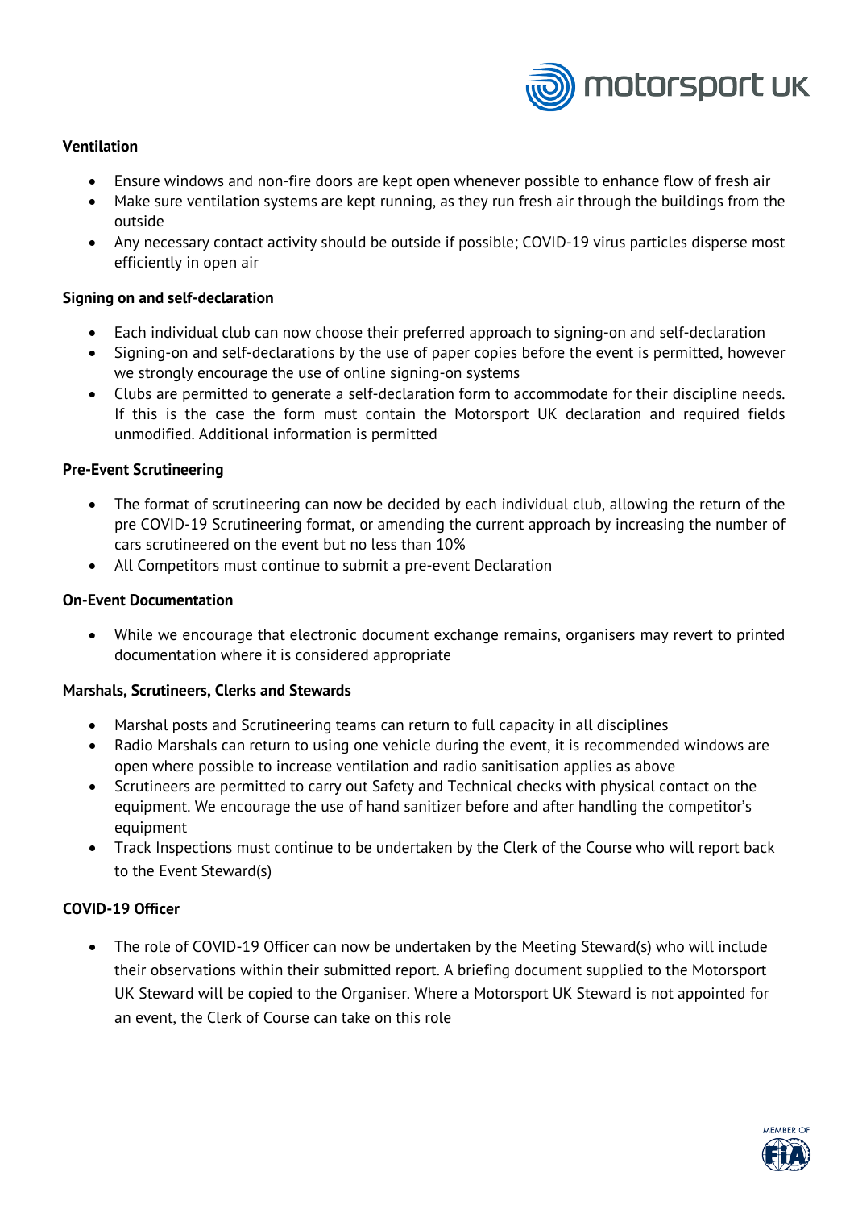**Ventilation**

- Ensure windows and non-fire doors are kept open whenever possible to enhance flow of fresh air
- Make sure ventilation systems are kept running, as they run fresh air through the buildings from the outside
- Any necessary contact activity should be outside if possible; COVID-19 virus particles disperse most efficiently in open air

**Signing on and self-declaration**

- Each individual club can now choose their preferred approach to signing-on and self-declaration
- Signing-on and self-declarations by the use of paper copies before the event is permitted, however we strongly encourage the use of online signing-on systems
- Clubs are permitted to generate a self-declaration form to accommodate for their discipline needs. If this is the case the form must contain the Motorsport UK declaration and required fields unmodified. Additional information is permitted

**Pre-Event Scrutineering**

- The format of scrutineering can now be decided by each individual club, allowing the return of the pre COVID-19 Scrutineering format, or amending the current approach by increasing the number of cars scrutineered on the event but no less than 10%
- All Competitors must continue to submit a pre-event Declaration

**On-Event Documentation**

- While we encourage that electronic document exchange remains, organisers may revert to printed documentation where it is considered appropriate

**Marshals, Scrutineers, Clerks and Stewards**

- Marshal posts and Scrutineering teams can return to full capacity in all disciplines
- Radio Marshals can return to using one vehicle during the event, it is recommended windows are open where possible to increase ventilation and radio sanitisation applies as above
- Scrutineers are permitted to carry out Safety and Technical checks with physical contact on the equipment. We encourage the use of hand sanitizer before and after handling the competitor's equipment
- Track Inspections must continue to be undertaken by the Clerk of the Course who will report back to the Event Steward(s)

**COVID-19 Officer**

- The role of COVID-19 Officer can now be undertaken by the Meeting Steward(s) who will include their observations within their submitted report. A briefing document supplied to the Motorsport UK Steward will be copied to the Organiser. Where a Motorsport UK Steward is not appointed for an event, the Clerk of Course can take on this role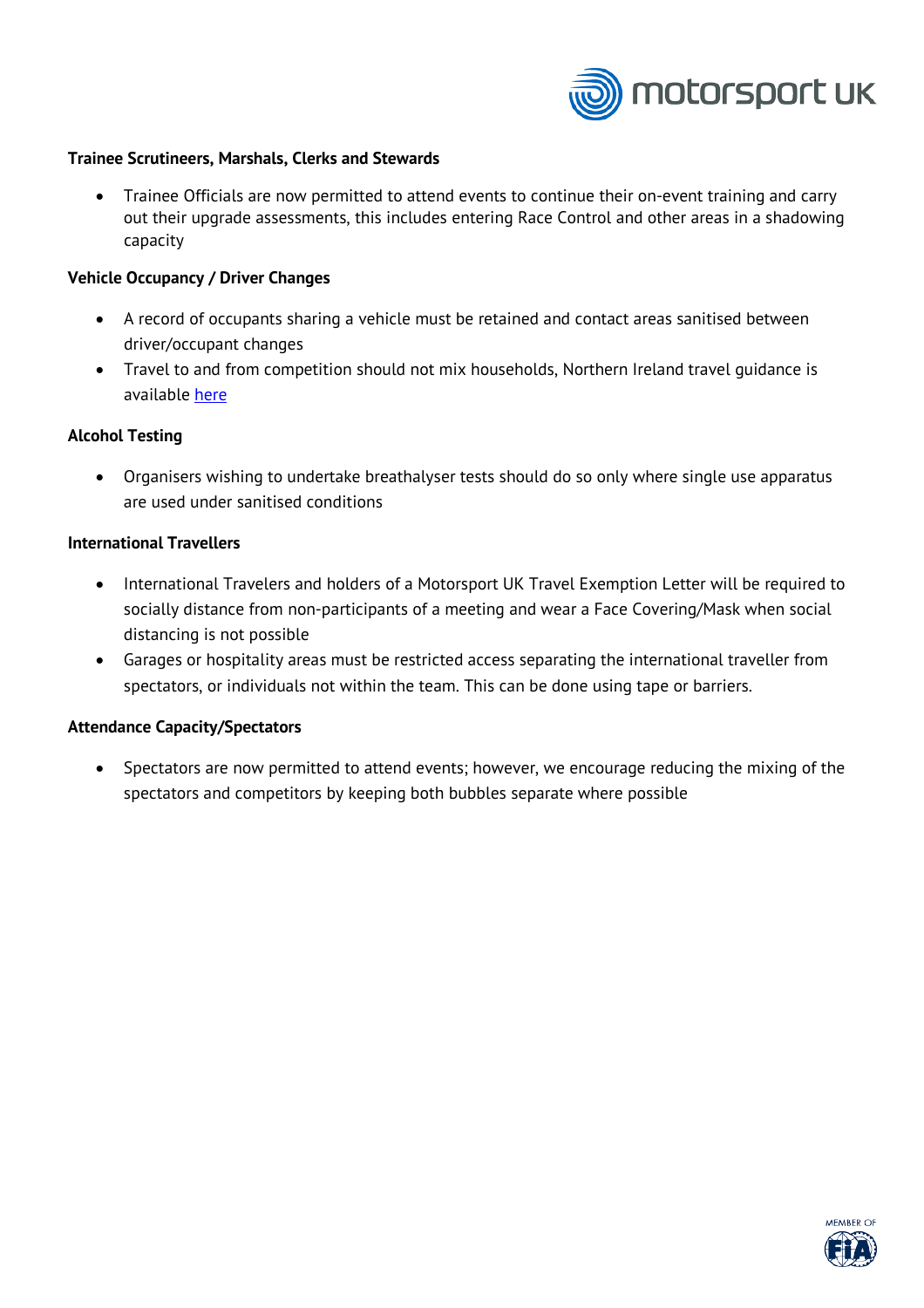**Trainee Scrutineers, Marshals, Clerks and Stewards**

- Trainee Officials are now permitted to attend events to continue their on-event training and carry out their upgrade assessments, this includes entering Race Control and other areas in a shadowing capacity

**Vehicle Occupancy / Driver Changes**

- A record of occupants sharing a vehicle must be retained and contact areas sanitised between driver/occupant changes
- Travel to and from competition should not mix households, Northern Ireland travel guidance is available here

**Alcohol Testing**

- Organisers wishing to undertake breathalyser tests should do so only where single use apparatus are used under sanitised conditions

**International Travellers**

- International Travelers and holders of a Motorsport UK Travel Exemption Letter will be required to socially distance from non-participants of a meeting and wear a Face Covering/Mask when social distancing is not possible
- Garages or hospitality areas must be restricted access separating the international traveller from spectators, or individuals not within the team. This can be done using tape or barriers.

**Attendance Capacity/Spectators**

- Spectators are now permitted to attend events; however, we encourage reducing the mixing of the spectators and competitors by keeping both bubbles separate where possible